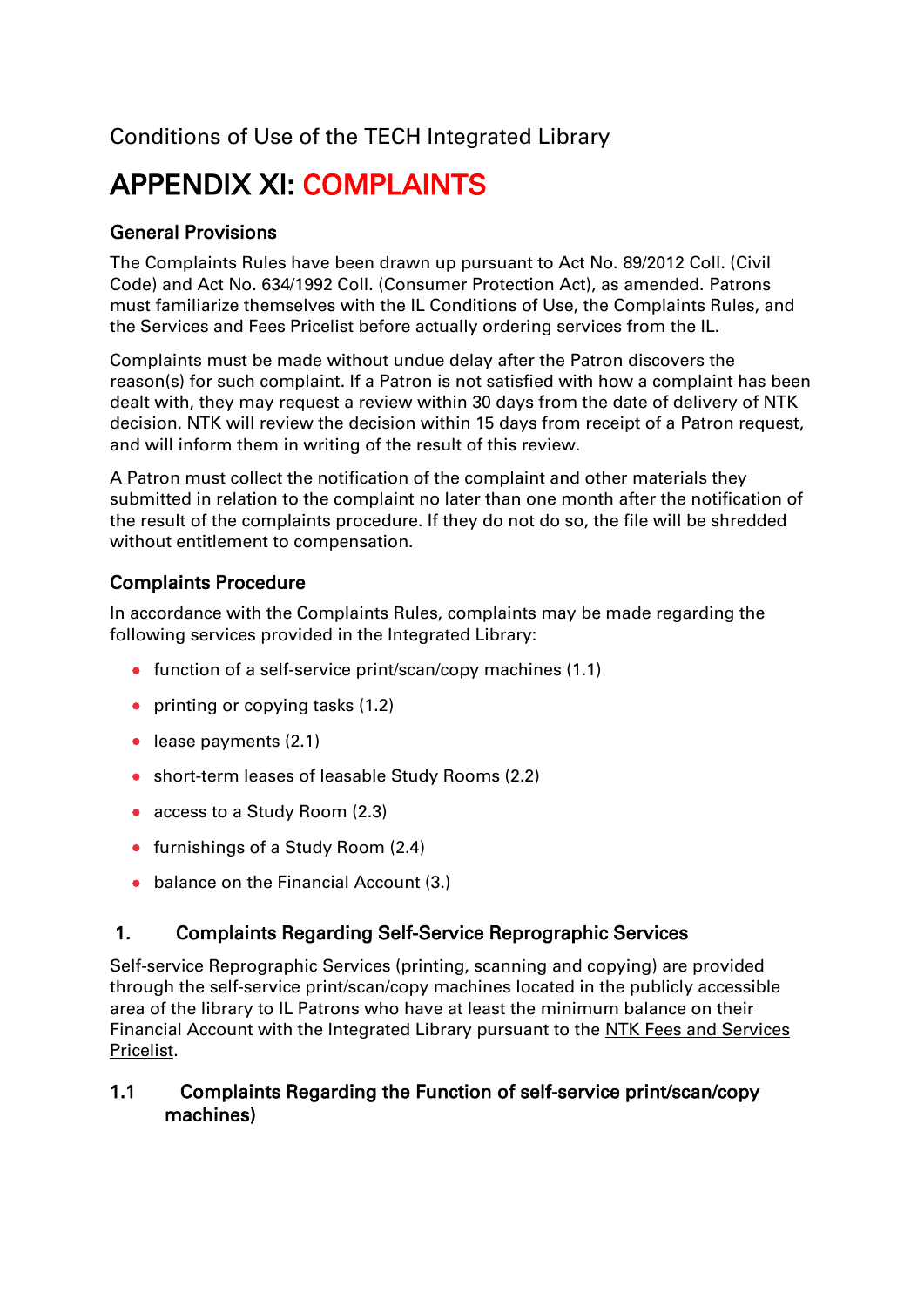Conditions of Use of the TECH Integrated Library

# APPENDIX XI: COMPLAINTS

### General Provisions

The Complaints Rules have been drawn up pursuant to Act No. 89/2012 Coll. (Civil Code) and Act No. 634/1992 Coll. (Consumer Protection Act), as amended. Patrons must familiarize themselves with the IL Conditions of Use, the Complaints Rules, and the Services and Fees Pricelist before actually ordering services from the IL.

Complaints must be made without undue delay after the Patron discovers the reason(s) for such complaint. If a Patron is not satisfied with how a complaint has been dealt with, they may request a review within 30 days from the date of delivery of NTK decision. NTK will review the decision within 15 days from receipt of a Patron request, and will inform them in writing of the result of this review.

A Patron must collect the notification of the complaint and other materials they submitted in relation to the complaint no later than one month after the notification of the result of the complaints procedure. If they do not do so, the file will be shredded without entitlement to compensation.

### Complaints Procedure

In accordance with the Complaints Rules, complaints may be made regarding the following services provided in the Integrated Library:

- function of a self-service print/scan/copy machines (1.1)
- printing or copying tasks (1.2)
- lease payments (2.1)
- short-term leases of leasable Study Rooms (2.2)
- access to a Study Room (2.3)
- furnishings of a Study Room (2.4)
- balance on the Financial Account (3.)

### 1. Complaints Regarding Self-Service Reprographic Services

Self-service Reprographic Services (printing, scanning and copying) are provided through the self-service print/scan/copy machines located in the publicly accessible area of the library to IL Patrons who have at least the minimum balance on their Financial Account with the Integrated Library pursuant to the NTK Fees and Services Pricelist.

### 1.1 Complaints Regarding the Function of self-service print/scan/copy machines)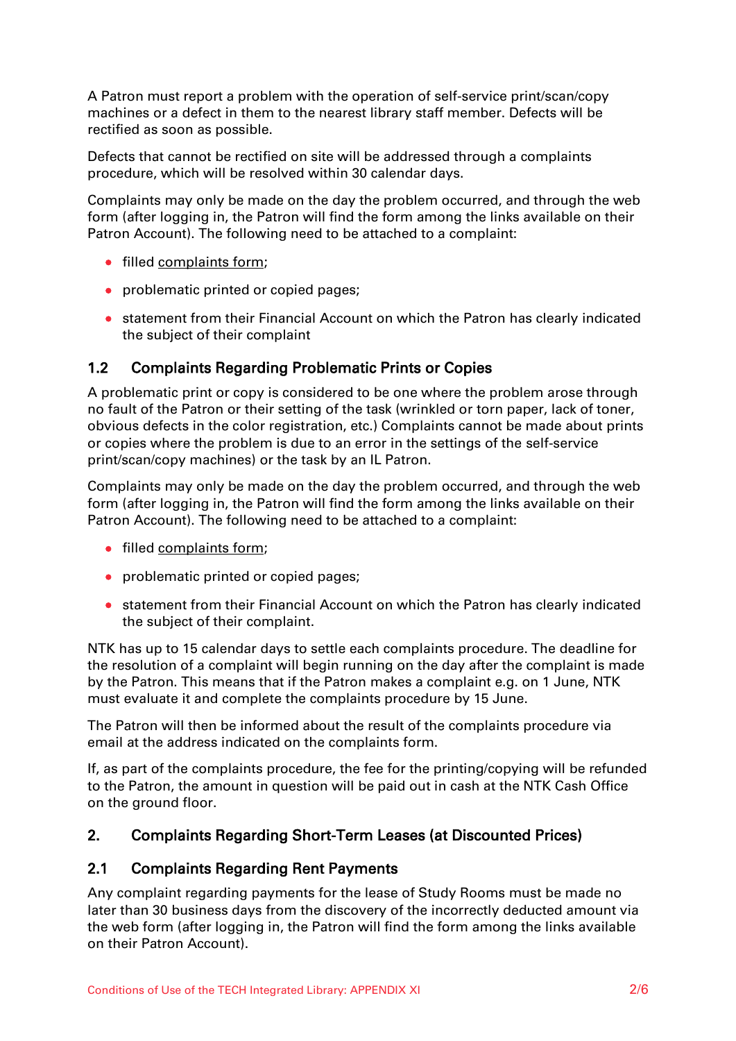A Patron must report a problem with the operation of self-service print/scan/copy machines or a defect in them to the nearest library staff member. Defects will be rectified as soon as possible.

Defects that cannot be rectified on site will be addressed through a complaints procedure, which will be resolved within 30 calendar days.

Complaints may only be made on the day the problem occurred, and through the web form (after logging in, the Patron will find the form among the links available on their Patron Account). The following need to be attached to a complaint:

- filled complaints form;
- problematic printed or copied pages;
- statement from their Financial Account on which the Patron has clearly indicated the subject of their complaint

### 1.2 Complaints Regarding Problematic Prints or Copies

A problematic print or copy is considered to be one where the problem arose through no fault of the Patron or their setting of the task (wrinkled or torn paper, lack of toner, obvious defects in the color registration, etc.) Complaints cannot be made about prints or copies where the problem is due to an error in the settings of the self-service print/scan/copy machines) or the task by an IL Patron.

Complaints may only be made on the day the problem occurred, and through the web form (after logging in, the Patron will find the form among the links available on their Patron Account). The following need to be attached to a complaint:

- filled complaints form;
- problematic printed or copied pages;
- statement from their Financial Account on which the Patron has clearly indicated the subject of their complaint.

NTK has up to 15 calendar days to settle each complaints procedure. The deadline for the resolution of a complaint will begin running on the day after the complaint is made by the Patron. This means that if the Patron makes a complaint e.g. on 1 June, NTK must evaluate it and complete the complaints procedure by 15 June.

The Patron will then be informed about the result of the complaints procedure via email at the address indicated on the complaints form.

If, as part of the complaints procedure, the fee for the printing/copying will be refunded to the Patron, the amount in question will be paid out in cash at the NTK Cash Office on the ground floor.

## 2. Complaints Regarding Short-Term Leases (at Discounted Prices)

### 2.1 Complaints Regarding Rent Payments

Any complaint regarding payments for the lease of Study Rooms must be made no later than 30 business days from the discovery of the incorrectly deducted amount via the web form (after logging in, the Patron will find the form among the links available on their Patron Account).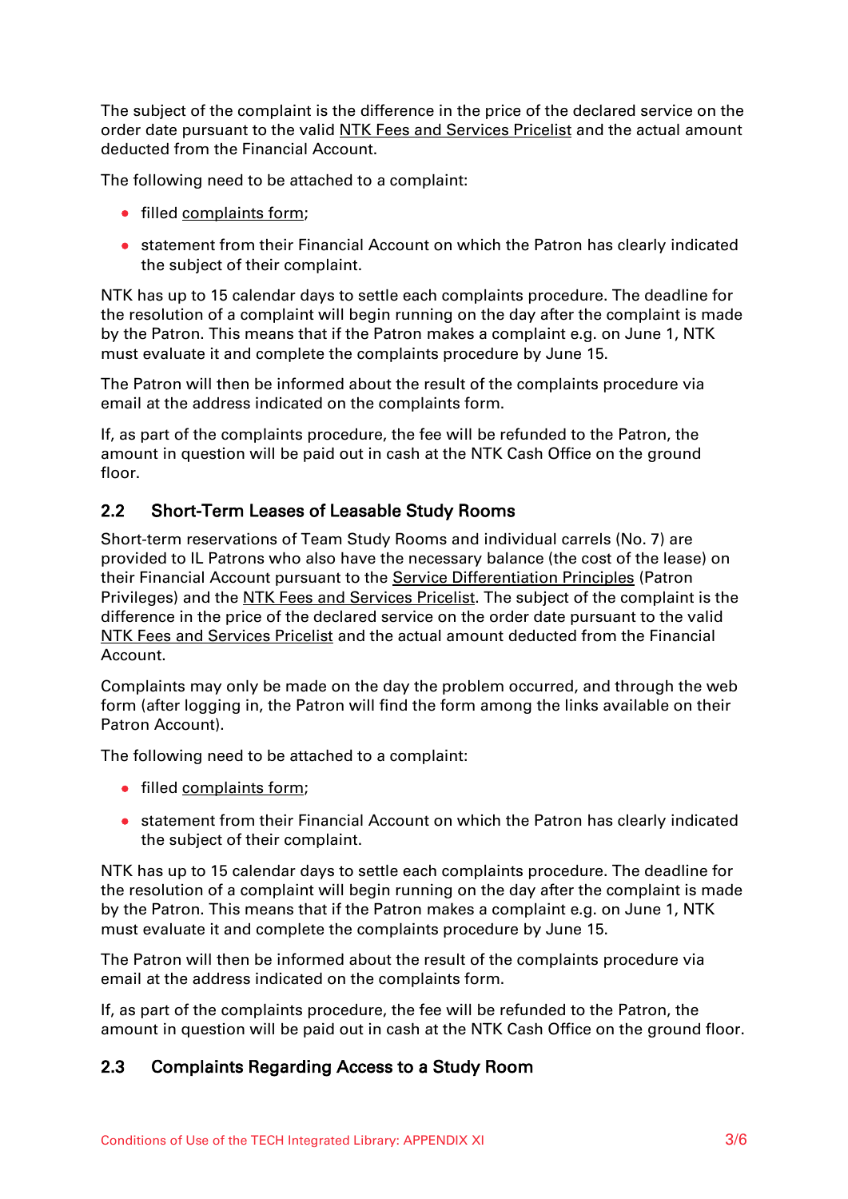The subject of the complaint is the difference in the price of the declared service on the order date pursuant to the valid NTK Fees and Services Pricelist and the actual amount deducted from the Financial Account.

The following need to be attached to a complaint:

- filled complaints form;
- statement from their Financial Account on which the Patron has clearly indicated the subject of their complaint.

NTK has up to 15 calendar days to settle each complaints procedure. The deadline for the resolution of a complaint will begin running on the day after the complaint is made by the Patron. This means that if the Patron makes a complaint e.g. on June 1, NTK must evaluate it and complete the complaints procedure by June 15.

The Patron will then be informed about the result of the complaints procedure via email at the address indicated on the complaints form.

If, as part of the complaints procedure, the fee will be refunded to the Patron, the amount in question will be paid out in cash at the NTK Cash Office on the ground floor.

## 2.2 Short-Term Leases of Leasable Study Rooms

Short-term reservations of Team Study Rooms and individual carrels (No. 7) are provided to IL Patrons who also have the necessary balance (the cost of the lease) on their Financial Account pursuant to the Service Differentiation Principles (Patron Privileges) and the NTK Fees and Services Pricelist. The subject of the complaint is the difference in the price of the declared service on the order date pursuant to the valid NTK Fees and Services Pricelist and the actual amount deducted from the Financial Account.

Complaints may only be made on the day the problem occurred, and through the web form (after logging in, the Patron will find the form among the links available on their Patron Account).

The following need to be attached to a complaint:

- filled complaints form;
- statement from their Financial Account on which the Patron has clearly indicated the subject of their complaint.

NTK has up to 15 calendar days to settle each complaints procedure. The deadline for the resolution of a complaint will begin running on the day after the complaint is made by the Patron. This means that if the Patron makes a complaint e.g. on June 1, NTK must evaluate it and complete the complaints procedure by June 15.

The Patron will then be informed about the result of the complaints procedure via email at the address indicated on the complaints form.

If, as part of the complaints procedure, the fee will be refunded to the Patron, the amount in question will be paid out in cash at the NTK Cash Office on the ground floor.

## 2.3 Complaints Regarding Access to a Study Room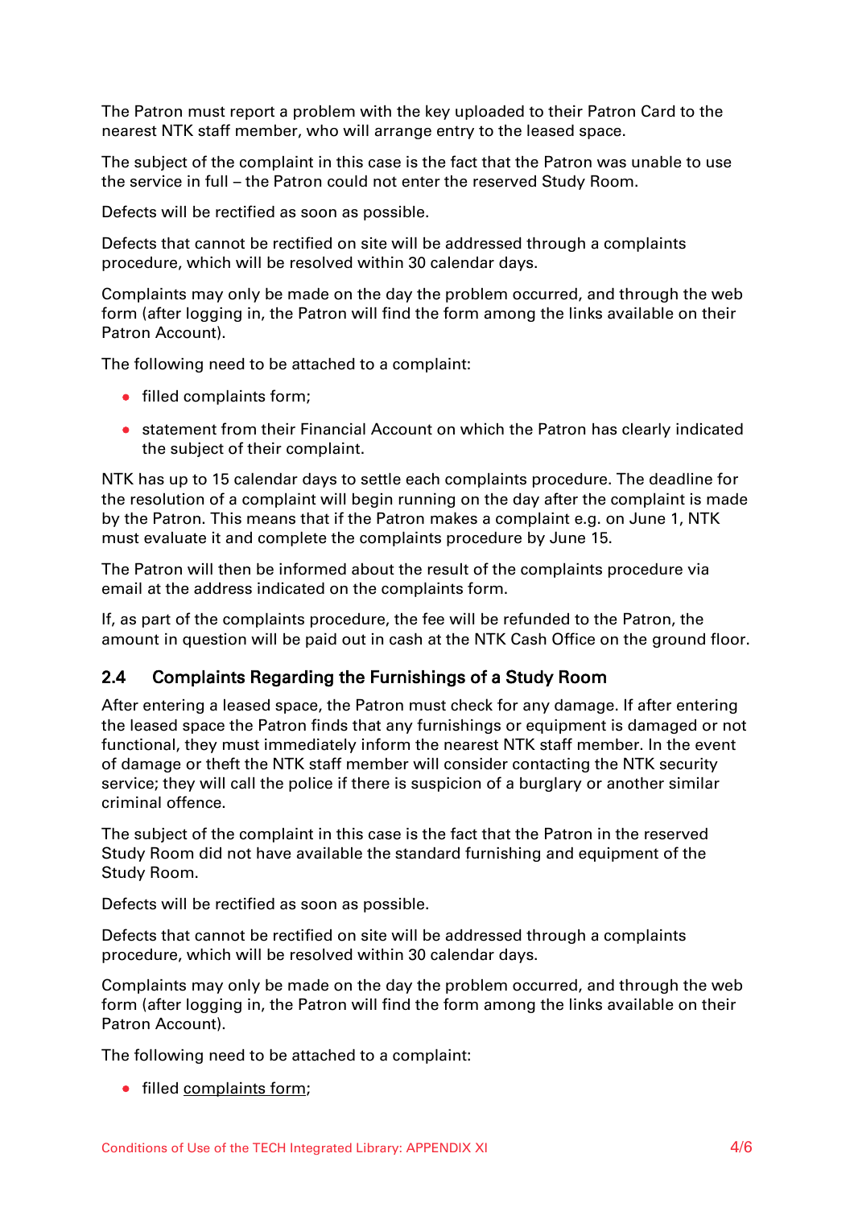The Patron must report a problem with the key uploaded to their Patron Card to the nearest NTK staff member, who will arrange entry to the leased space.

The subject of the complaint in this case is the fact that the Patron was unable to use the service in full – the Patron could not enter the reserved Study Room.

Defects will be rectified as soon as possible.

Defects that cannot be rectified on site will be addressed through a complaints procedure, which will be resolved within 30 calendar days.

Complaints may only be made on the day the problem occurred, and through the web form (after logging in, the Patron will find the form among the links available on their Patron Account).

The following need to be attached to a complaint:

- filled complaints form;
- statement from their Financial Account on which the Patron has clearly indicated the subject of their complaint.

NTK has up to 15 calendar days to settle each complaints procedure. The deadline for the resolution of a complaint will begin running on the day after the complaint is made by the Patron. This means that if the Patron makes a complaint e.g. on June 1, NTK must evaluate it and complete the complaints procedure by June 15.

The Patron will then be informed about the result of the complaints procedure via email at the address indicated on the complaints form.

If, as part of the complaints procedure, the fee will be refunded to the Patron, the amount in question will be paid out in cash at the NTK Cash Office on the ground floor.

## 2.4 Complaints Regarding the Furnishings of a Study Room

After entering a leased space, the Patron must check for any damage. If after entering the leased space the Patron finds that any furnishings or equipment is damaged or not functional, they must immediately inform the nearest NTK staff member. In the event of damage or theft the NTK staff member will consider contacting the NTK security service; they will call the police if there is suspicion of a burglary or another similar criminal offence.

The subject of the complaint in this case is the fact that the Patron in the reserved Study Room did not have available the standard furnishing and equipment of the Study Room.

Defects will be rectified as soon as possible.

Defects that cannot be rectified on site will be addressed through a complaints procedure, which will be resolved within 30 calendar days.

Complaints may only be made on the day the problem occurred, and through the web form (after logging in, the Patron will find the form among the links available on their Patron Account).

The following need to be attached to a complaint:

- filled complaints form;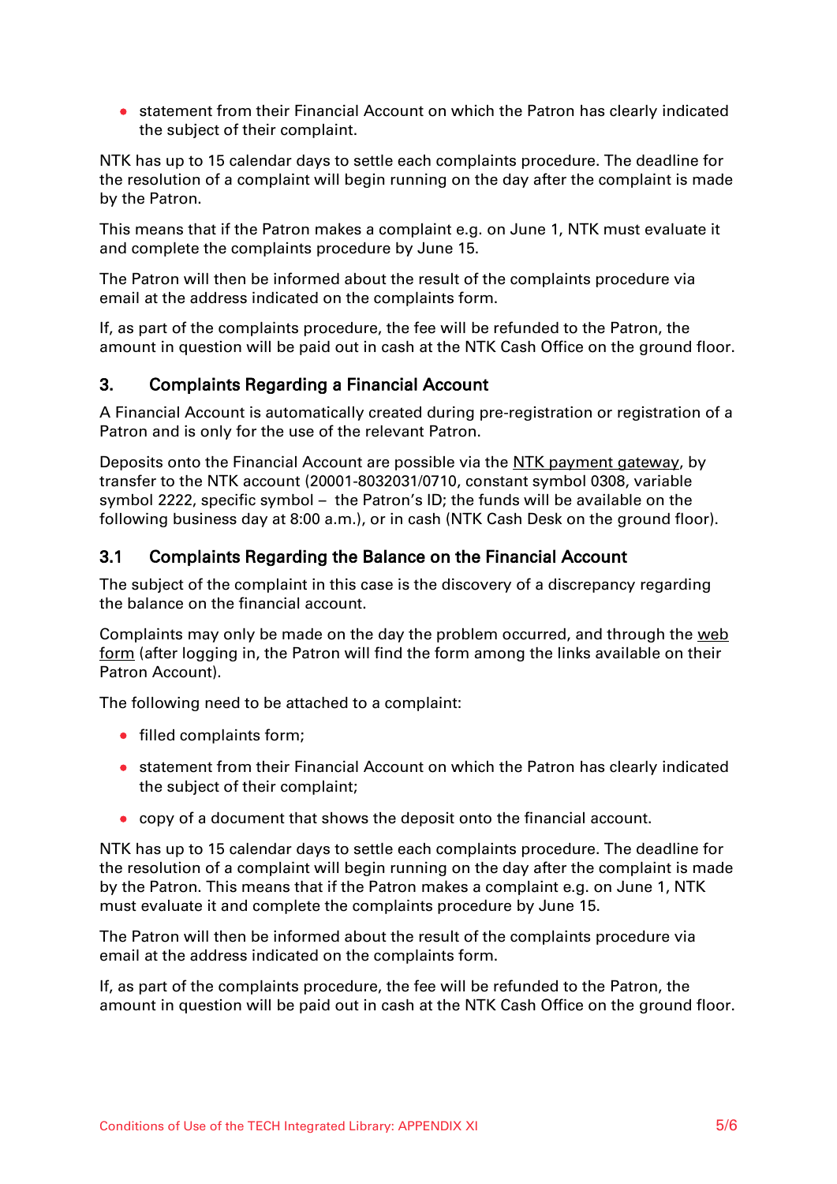- statement from their Financial Account on which the Patron has clearly indicated the subject of their complaint.

NTK has up to 15 calendar days to settle each complaints procedure. The deadline for the resolution of a complaint will begin running on the day after the complaint is made by the Patron.

This means that if the Patron makes a complaint e.g. on June 1, NTK must evaluate it and complete the complaints procedure by June 15.

The Patron will then be informed about the result of the complaints procedure via email at the address indicated on the complaints form.

If, as part of the complaints procedure, the fee will be refunded to the Patron, the amount in question will be paid out in cash at the NTK Cash Office on the ground floor.

## 3. Complaints Regarding a Financial Account

A Financial Account is automatically created during pre-registration or registration of a Patron and is only for the use of the relevant Patron.

Deposits onto the Financial Account are possible via the NTK payment gateway, by transfer to the NTK account (20001-8032031/0710, constant symbol 0308, variable symbol 2222, specific symbol – the Patron's ID; the funds will be available on the following business day at 8:00 a.m.), or in cash (NTK Cash Desk on the ground floor).

### 3.1 Complaints Regarding the Balance on the Financial Account

The subject of the complaint in this case is the discovery of a discrepancy regarding the balance on the financial account.

Complaints may only be made on the day the problem occurred, and through the web form (after logging in, the Patron will find the form among the links available on their Patron Account).

The following need to be attached to a complaint:

- filled complaints form;
- statement from their Financial Account on which the Patron has clearly indicated the subject of their complaint;
- copy of a document that shows the deposit onto the financial account.

NTK has up to 15 calendar days to settle each complaints procedure. The deadline for the resolution of a complaint will begin running on the day after the complaint is made by the Patron. This means that if the Patron makes a complaint e.g. on June 1, NTK must evaluate it and complete the complaints procedure by June 15.

The Patron will then be informed about the result of the complaints procedure via email at the address indicated on the complaints form.

If, as part of the complaints procedure, the fee will be refunded to the Patron, the amount in question will be paid out in cash at the NTK Cash Office on the ground floor.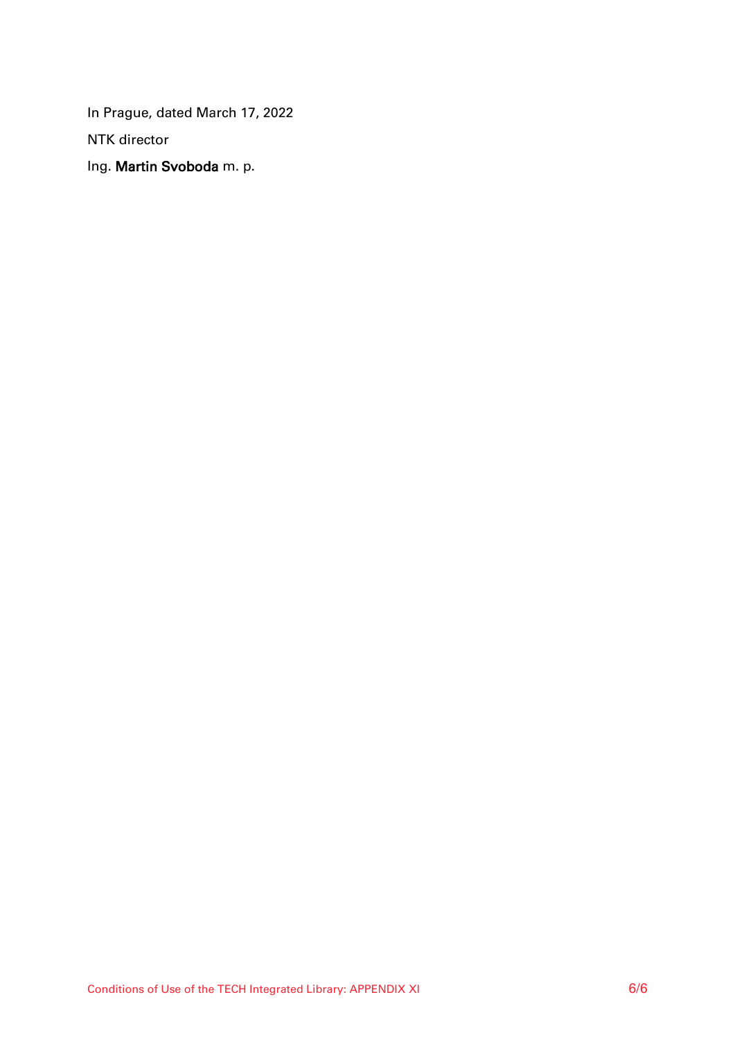In Prague, dated March 17, 2022

NTK director

Ing. **Martin Svoboda** m. p.